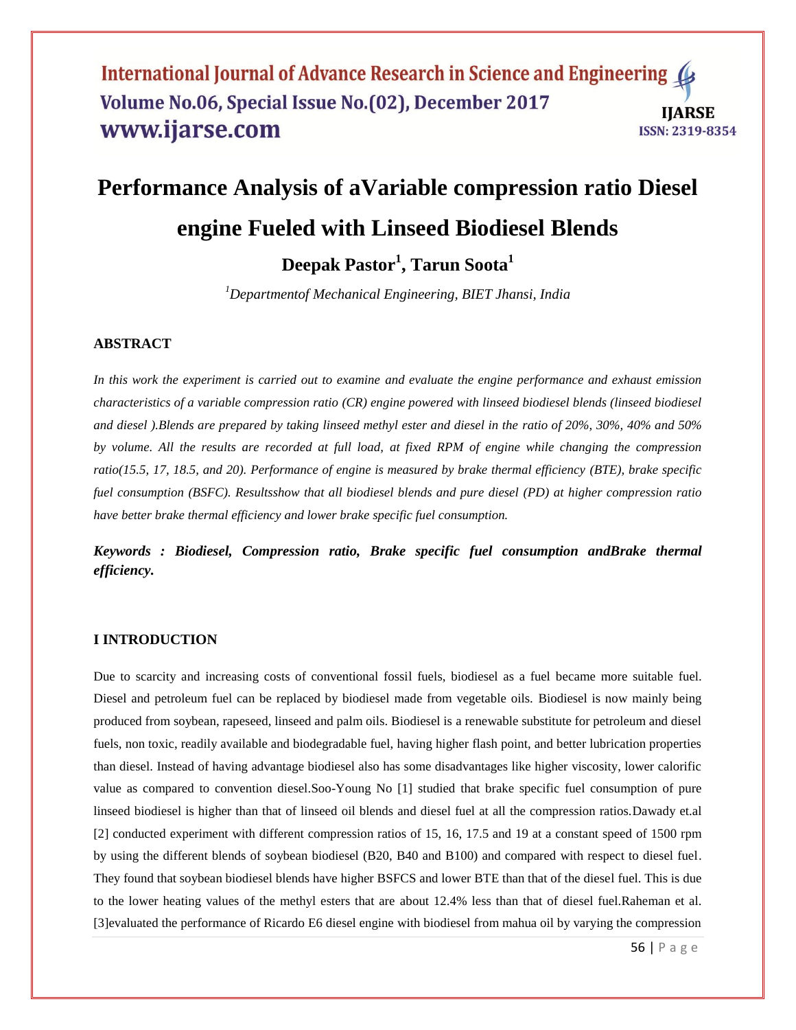# Performance Analysis of aVariable compression ratio Diesel engine Fueled with Linseed Biodiesel Blends

**Deepak Pastor[1], Tarun Soota[1]**

[1]*Departmentof Mechanical Engineering, BIET Jhansi, India*

### ABSTRACT

*In this work the experiment is carried out to examine and evaluate the engine performance and exhaust emission characteristics of a variable compression ratio (CR) engine powered with linseed biodiesel blends (linseed biodiesel and diesel ).Blends are prepared by taking linseed methyl ester and diesel in the ratio of 20%, 30%, 40% and 50% by volume. All the results are recorded at full load, at fixed RPM of engine while changing the compression ratio(15.5, 17, 18.5, and 20). Performance of engine is measured by brake thermal efficiency (BTE), brake specific fuel consumption (BSFC). Resultsshow that all biodiesel blends and pure diesel (PD) at higher compression ratio have better brake thermal efficiency and lower brake specific fuel consumption.*

***Keywords : Biodiesel, Compression ratio, Brake specific fuel consumption andBrake thermal efficiency.***

## I INTRODUCTION

Due to scarcity and increasing costs of conventional fossil fuels, biodiesel as a fuel became more suitable fuel. Diesel and petroleum fuel can be replaced by biodiesel made from vegetable oils. Biodiesel is now mainly being produced from soybean, rapeseed, linseed and palm oils. Biodiesel is a renewable substitute for petroleum and diesel fuels, non toxic, readily available and biodegradable fuel, having higher flash point, and better lubrication properties than diesel. Instead of having advantage biodiesel also has some disadvantages like higher viscosity, lower calorific value as compared to convention diesel.Soo-Young No [1] studied that brake specific fuel consumption of pure linseed biodiesel is higher than that of linseed oil blends and diesel fuel at all the compression ratios.Dawady et.al [2] conducted experiment with different compression ratios of 15, 16, 17.5 and 19 at a constant speed of 1500 rpm by using the different blends of soybean biodiesel (B20, B40 and B100) and compared with respect to diesel fuel. They found that soybean biodiesel blends have higher BSFCS and lower BTE than that of the diesel fuel. This is due to the lower heating values of the methyl esters that are about 12.4% less than that of diesel fuel.Raheman et al. [3]evaluated the performance of Ricardo E6 diesel engine with biodiesel from mahua oil by varying the compression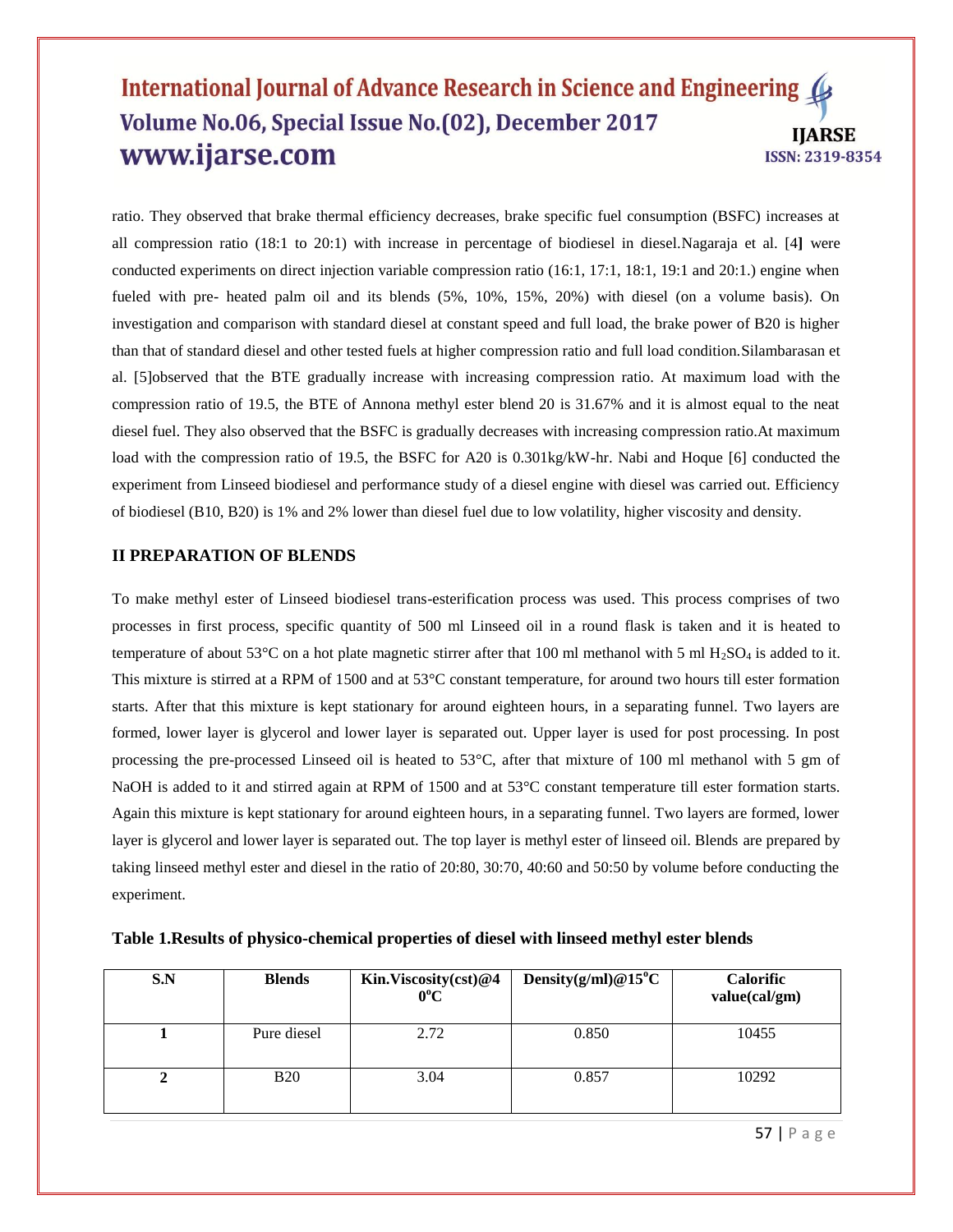ratio. They observed that brake thermal efficiency decreases, brake specific fuel consumption (BSFC) increases at all compression ratio (18:1 to 20:1) with increase in percentage of biodiesel in diesel.Nagaraja et al. [4] were conducted experiments on direct injection variable compression ratio (16:1, 17:1, 18:1, 19:1 and 20:1.) engine when fueled with pre- heated palm oil and its blends (5%, 10%, 15%, 20%) with diesel (on a volume basis). On investigation and comparison with standard diesel at constant speed and full load, the brake power of B20 is higher than that of standard diesel and other tested fuels at higher compression ratio and full load condition.Silambarasan et al. [5]observed that the BTE gradually increase with increasing compression ratio. At maximum load with the compression ratio of 19.5, the BTE of Annona methyl ester blend 20 is 31.67% and it is almost equal to the neat diesel fuel. They also observed that the BSFC is gradually decreases with increasing compression ratio.At maximum load with the compression ratio of 19.5, the BSFC for A20 is 0.301kg/kW-hr. Nabi and Hoque [6] conducted the experiment from Linseed biodiesel and performance study of a diesel engine with diesel was carried out. Efficiency of biodiesel (B10, B20) is 1% and 2% lower than diesel fuel due to low volatility, higher viscosity and density.

## II PREPARATION OF BLENDS

To make methyl ester of Linseed biodiesel trans-esterification process was used. This process comprises of two processes in first process, specific quantity of 500 ml Linseed oil in a round flask is taken and it is heated to temperature of about 53°C on a hot plate magnetic stirrer after that 100 ml methanol with 5 ml $H_2SO_4$ is added to it. This mixture is stirred at a RPM of 1500 and at 53°C constant temperature, for around two hours till ester formation starts. After that this mixture is kept stationary for around eighteen hours, in a separating funnel. Two layers are formed, lower layer is glycerol and lower layer is separated out. Upper layer is used for post processing. In post processing the pre-processed Linseed oil is heated to 53°C, after that mixture of 100 ml methanol with 5 gm of NaOH is added to it and stirred again at RPM of 1500 and at 53°C constant temperature till ester formation starts. Again this mixture is kept stationary for around eighteen hours, in a separating funnel. Two layers are formed, lower layer is glycerol and lower layer is separated out. The top layer is methyl ester of linseed oil. Blends are prepared by taking linseed methyl ester and diesel in the ratio of 20:80, 30:70, 40:60 and 50:50 by volume before conducting the experiment.

**Table 1.Results of physico-chemical properties of diesel with linseed methyl ester blends**

| S.N | Blends | Kin.Viscosity(cst)@40°C | Density(g/ml)@15°C | Calorific value(cal/gm) |
|---|---|---|---|---|
| 1 | Pure diesel | 2.72 | 0.850 | 10455 |
| 2 | B20 | 3.04 | 0.857 | 10292 |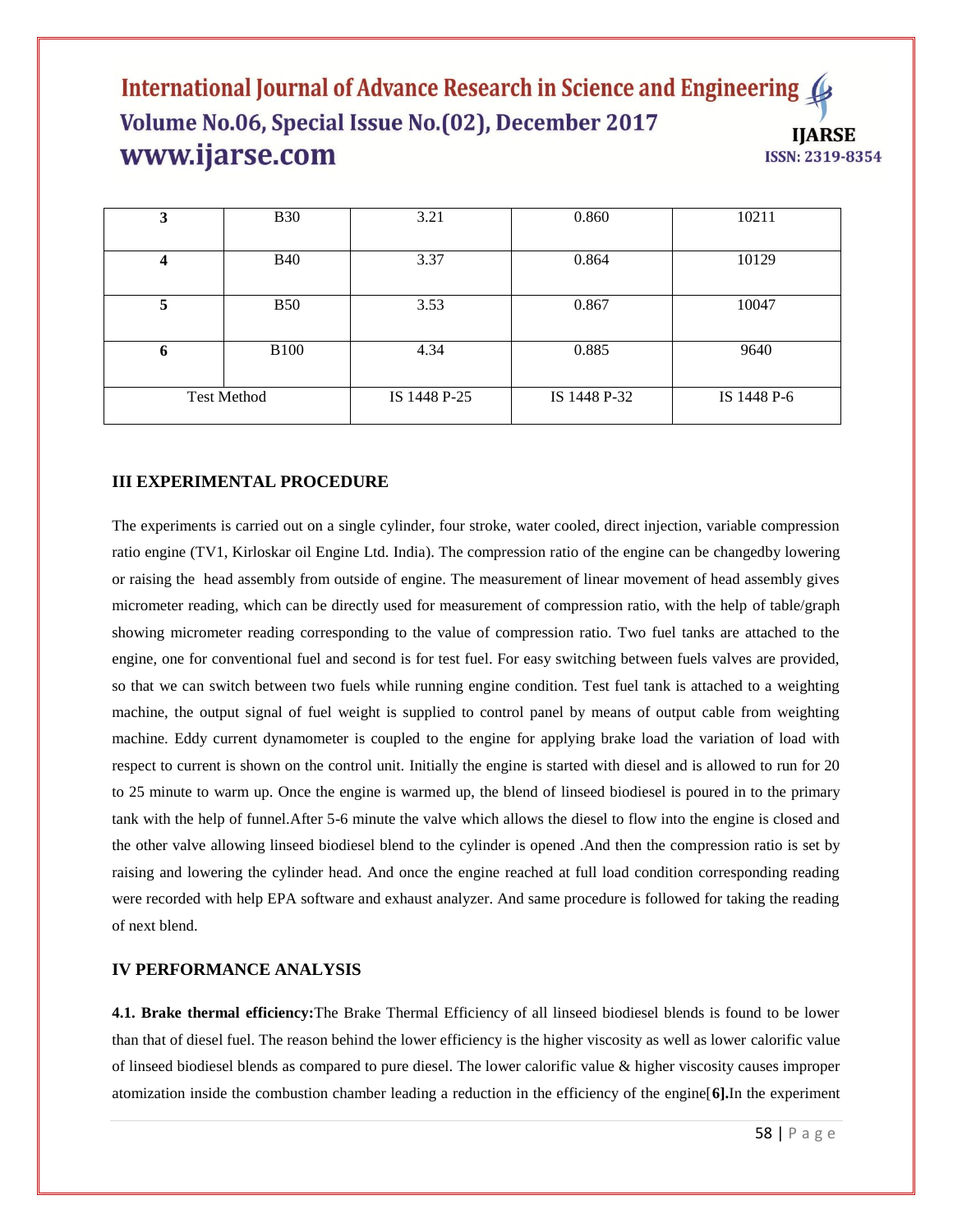| 3 | B30 | 3.21 | 0.860 | 10211 |
|---|---|---|---|---|
| 4 | B40 | 3.37 | 0.864 | 10129 |
| 5 | B50 | 3.53 | 0.867 | 10047 |
| 6 | B100 | 4.34 | 0.885 | 9640 |
| Test Method | | IS 1448 P-25 | IS 1448 P-32 | IS 1448 P-6 |

## III EXPERIMENTAL PROCEDURE

The experiments is carried out on a single cylinder, four stroke, water cooled, direct injection, variable compression ratio engine (TV1, Kirloskar oil Engine Ltd. India). The compression ratio of the engine can be changedby lowering or raising the head assembly from outside of engine. The measurement of linear movement of head assembly gives micrometer reading, which can be directly used for measurement of compression ratio, with the help of table/graph showing micrometer reading corresponding to the value of compression ratio. Two fuel tanks are attached to the engine, one for conventional fuel and second is for test fuel. For easy switching between fuels valves are provided, so that we can switch between two fuels while running engine condition. Test fuel tank is attached to a weighting machine, the output signal of fuel weight is supplied to control panel by means of output cable from weighting machine. Eddy current dynamometer is coupled to the engine for applying brake load the variation of load with respect to current is shown on the control unit. Initially the engine is started with diesel and is allowed to run for 20 to 25 minute to warm up. Once the engine is warmed up, the blend of linseed biodiesel is poured in to the primary tank with the help of funnel.After 5-6 minute the valve which allows the diesel to flow into the engine is closed and the other valve allowing linseed biodiesel blend to the cylinder is opened .And then the compression ratio is set by raising and lowering the cylinder head. And once the engine reached at full load condition corresponding reading were recorded with help EPA software and exhaust analyzer. And same procedure is followed for taking the reading of next blend.

## IV PERFORMANCE ANALYSIS

**4.1. Brake thermal efficiency:**The Brake Thermal Efficiency of all linseed biodiesel blends is found to be lower than that of diesel fuel. The reason behind the lower efficiency is the higher viscosity as well as lower calorific value of linseed biodiesel blends as compared to pure diesel. The lower calorific value & higher viscosity causes improper atomization inside the combustion chamber leading a reduction in the efficiency of the engine[**6].**In the experiment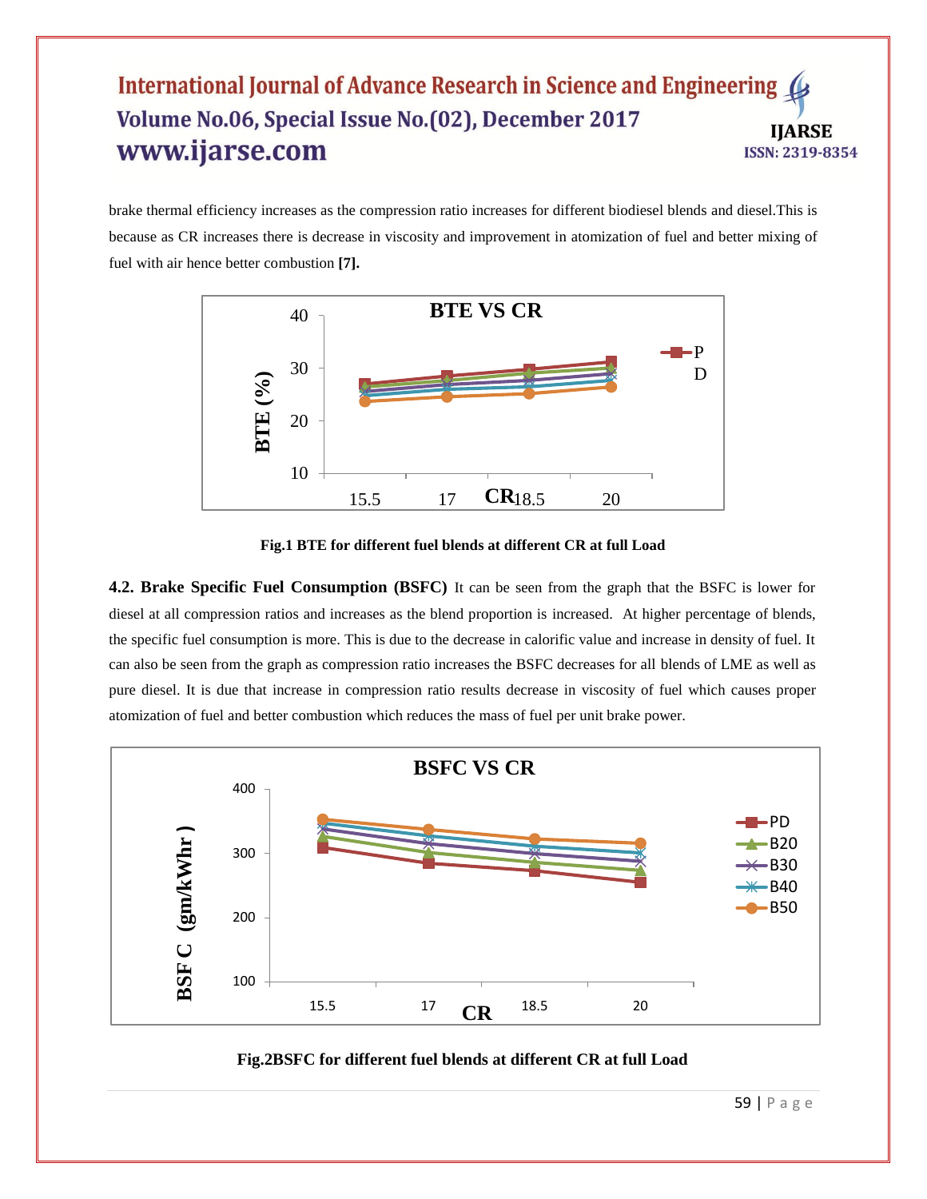brake thermal efficiency increases as the compression ratio increases for different biodiesel blends and diesel.This is because as CR increases there is decrease in viscosity and improvement in atomization of fuel and better mixing of fuel with air hence better combustion **[7].**

**Fig.1 BTE for different fuel blends at different CR at full Load**

**4.2. Brake Specific Fuel Consumption (BSFC)** It can be seen from the graph that the BSFC is lower for diesel at all compression ratios and increases as the blend proportion is increased. At higher percentage of blends, the specific fuel consumption is more. This is due to the decrease in calorific value and increase in density of fuel. It can also be seen from the graph as compression ratio increases the BSFC decreases for all blends of LME as well as pure diesel. It is due that increase in compression ratio results decrease in viscosity of fuel which causes proper atomization of fuel and better combustion which reduces the mass of fuel per unit brake power.

**Fig.2BSFC for different fuel blends at different CR at full Load**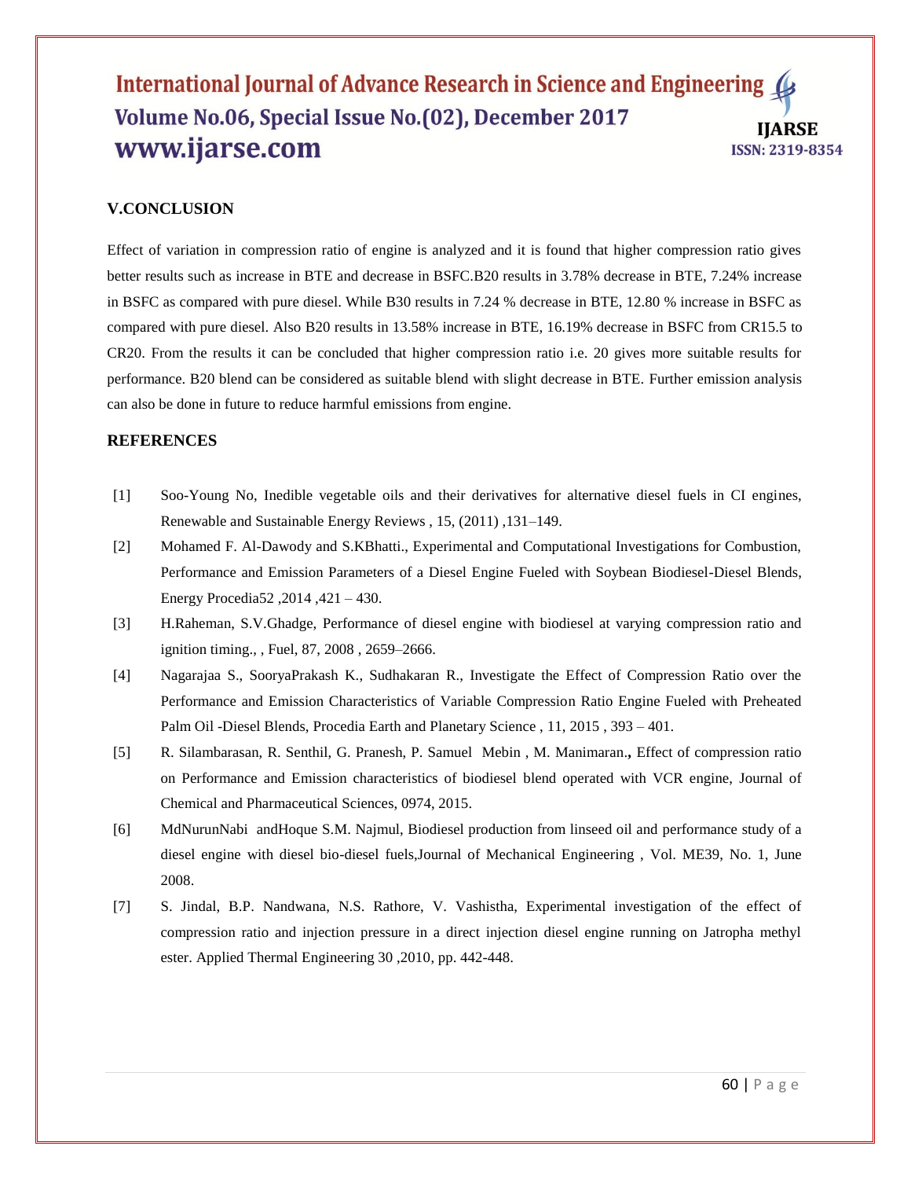## V.CONCLUSION

Effect of variation in compression ratio of engine is analyzed and it is found that higher compression ratio gives better results such as increase in BTE and decrease in BSFC.B20 results in 3.78% decrease in BTE, 7.24% increase in BSFC as compared with pure diesel. While B30 results in 7.24 % decrease in BTE, 12.80 % increase in BSFC as compared with pure diesel. Also B20 results in 13.58% increase in BTE, 16.19% decrease in BSFC from CR15.5 to CR20. From the results it can be concluded that higher compression ratio i.e. 20 gives more suitable results for performance. B20 blend can be considered as suitable blend with slight decrease in BTE. Further emission analysis can also be done in future to reduce harmful emissions from engine.

## REFERENCES

[1] Soo-Young No, Inedible vegetable oils and their derivatives for alternative diesel fuels in CI engines, Renewable and Sustainable Energy Reviews , 15, (2011) ,131–149.

[2] Mohamed F. Al-Dawody and S.KBhatti., Experimental and Computational Investigations for Combustion, Performance and Emission Parameters of a Diesel Engine Fueled with Soybean Biodiesel-Diesel Blends, Energy Procedia52 ,2014 ,421 – 430.

[3] H.Raheman, S.V.Ghadge, Performance of diesel engine with biodiesel at varying compression ratio and ignition timing., , Fuel, 87, 2008 , 2659–2666.

[4] Nagarajaa S., SooryaPrakash K., Sudhakaran R., Investigate the Effect of Compression Ratio over the Performance and Emission Characteristics of Variable Compression Ratio Engine Fueled with Preheated Palm Oil -Diesel Blends, Procedia Earth and Planetary Science , 11, 2015 , 393 – 401.

[5] R. Silambarasan, R. Senthil, G. Pranesh, P. Samuel Mebin , M. Manimaran.**,** Effect of compression ratio on Performance and Emission characteristics of biodiesel blend operated with VCR engine, Journal of Chemical and Pharmaceutical Sciences, 0974, 2015.

[6] MdNurunNabi andHoque S.M. Najmul, Biodiesel production from linseed oil and performance study of a diesel engine with diesel bio-diesel fuels,Journal of Mechanical Engineering , Vol. ME39, No. 1, June 2008.

[7] S. Jindal, B.P. Nandwana, N.S. Rathore, V. Vashistha, Experimental investigation of the effect of compression ratio and injection pressure in a direct injection diesel engine running on Jatropha methyl ester. Applied Thermal Engineering 30 ,2010, pp. 442-448.